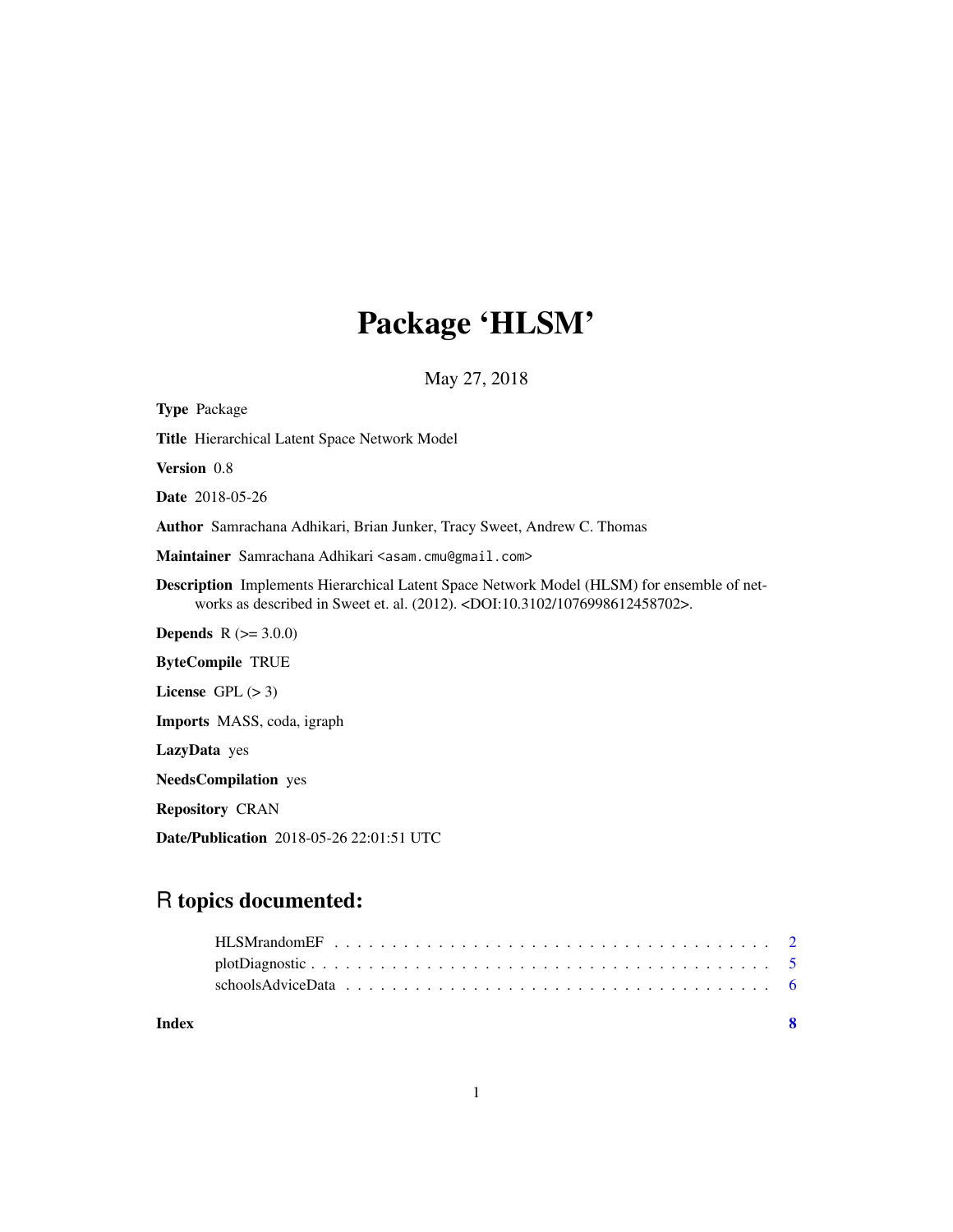# Package 'HLSM'

May 27, 2018

**Type** Package

**Title** Hierarchical Latent Space Network Model

**Version** 0.8

**Date** 2018-05-26

**Author** Samrachana Adhikari, Brian Junker, Tracy Sweet, Andrew C. Thomas

**Maintainer** Samrachana Adhikari <asam.cmu@gmail.com>

**Description** Implements Hierarchical Latent Space Network Model (HLSM) for ensemble of networks as described in Sweet et. al. (2012). <DOI:10.3102/1076998612458702>.

**Depends** R (>= 3.0.0)

**ByteCompile** TRUE

**License** GPL (> 3)

**Imports** MASS, coda, igraph

**LazyData** yes

**NeedsCompilation** yes

**Repository** CRAN

**Date/Publication** 2018-05-26 22:01:51 UTC

## R topics documented:

| | |
|---|---|
| HLSMrandomEF | 2 |
| plotDiagnostic | 5 |
| schoolsAdviceData | 6 |
| **Index** | **8** |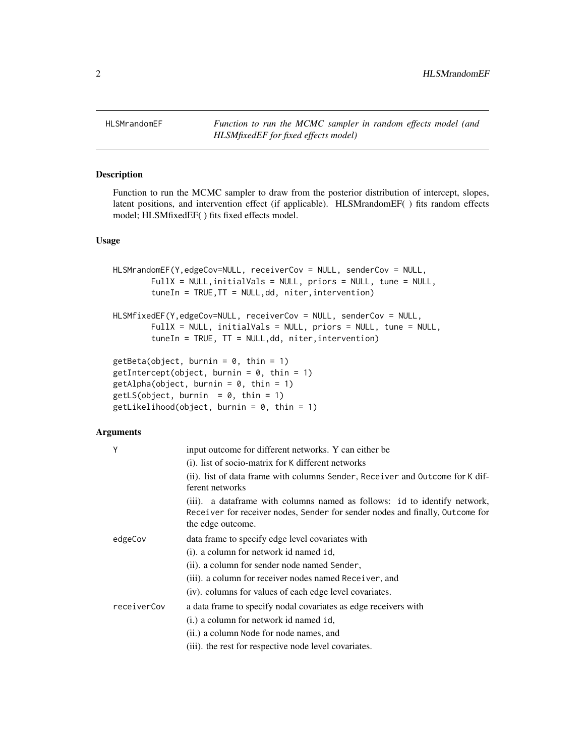HLSMrandomEF — *Function to run the MCMC sampler in random effects model (and HLSMfixedEF for fixed effects model)*

## Description

Function to run the MCMC sampler to draw from the posterior distribution of intercept, slopes, latent positions, and intervention effect (if applicable). HLSMrandomEF( ) fits random effects model; HLSMfixedEF( ) fits fixed effects model.

## Usage

```
HLSMrandomEF(Y,edgeCov=NULL, receiverCov = NULL, senderCov = NULL,
        FullX = NULL,initialVals = NULL, priors = NULL, tune = NULL,
        tuneIn = TRUE,TT = NULL,dd, niter,intervention)

HLSMfixedEF(Y,edgeCov=NULL, receiverCov = NULL, senderCov = NULL,
        FullX = NULL, initialVals = NULL, priors = NULL, tune = NULL,
        tuneIn = TRUE, TT = NULL,dd, niter,intervention)

getBeta(object, burnin = 0, thin = 1)
getIntercept(object, burnin = 0, thin = 1)
getAlpha(object, burnin = 0, thin = 1)
getLS(object, burnin  = 0, thin = 1)
getLikelihood(object, burnin = 0, thin = 1)
```

## Arguments

| | |
|---|---|
| `Y` | input outcome for different networks. Y can either be<br>(i). list of socio-matrix for `K` different networks<br>(ii). list of data frame with columns `Sender`, `Receiver` and `Outcome` for `K` different networks<br>(iii). a dataframe with columns named as follows: `id` to identify network, `Receiver` for receiver nodes, `Sender` for sender nodes and finally, `Outcome` for the edge outcome. |
| `edgeCov` | data frame to specify edge level covariates with<br>(i). a column for network id named `id`,<br>(ii). a column for sender node named `Sender`,<br>(iii). a column for receiver nodes named `Receiver`, and<br>(iv). columns for values of each edge level covariates. |
| `receiverCov` | a data frame to specify nodal covariates as edge receivers with<br>(i.) a column for network id named `id`,<br>(ii.) a column `Node` for node names, and<br>(iii). the rest for respective node level covariates. |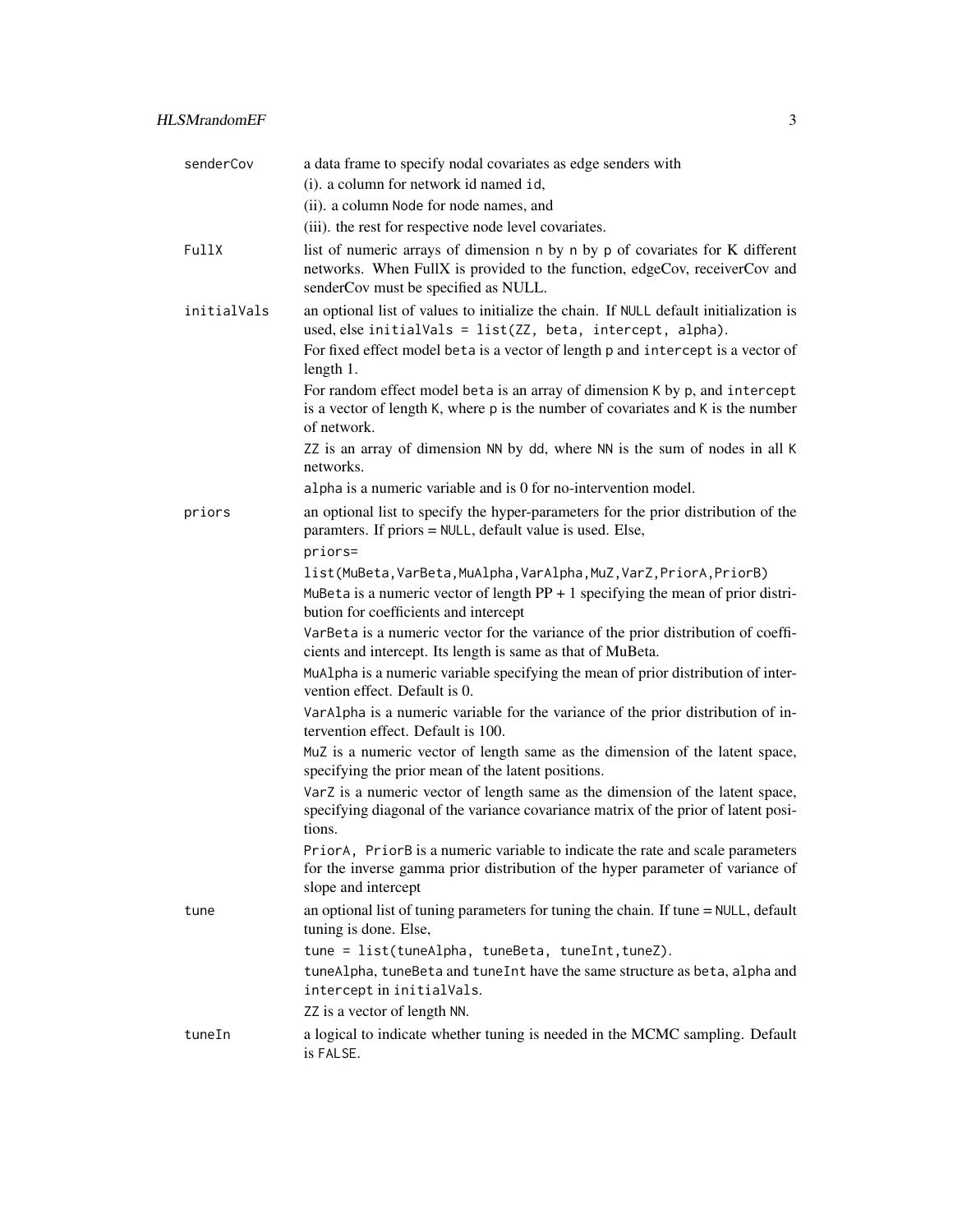`senderCov`
: a data frame to specify nodal covariates as edge senders with
  (i). a column for network id named `id`,
  (ii). a column `Node` for node names, and
  (iii). the rest for respective node level covariates.

`FullX`
: list of numeric arrays of dimension `n` by `n` by `p` of covariates for K different networks. When FullX is provided to the function, edgeCov, receiverCov and senderCov must be specified as NULL.

`initialVals`
: an optional list of values to initialize the chain. If `NULL` default initialization is used, else `initialVals = list(ZZ, beta, intercept, alpha)`.

  For fixed effect model `beta` is a vector of length `p` and `intercept` is a vector of length 1.

  For random effect model `beta` is an array of dimension `K` by `p`, and `intercept` is a vector of length `K`, where `p` is the number of covariates and `K` is the number of network.

  `ZZ` is an array of dimension `NN` by `dd`, where `NN` is the sum of nodes in all `K` networks.

  `alpha` is a numeric variable and is 0 for no-intervention model.

`priors`
: an optional list to specify the hyper-parameters for the prior distribution of the paramters. If priors = `NULL`, default value is used. Else,

  `priors=`

  `list(MuBeta,VarBeta,MuAlpha,VarAlpha,MuZ,VarZ,PriorA,PriorB)`

  `MuBeta` is a numeric vector of length PP + 1 specifying the mean of prior distribution for coefficients and intercept

  `VarBeta` is a numeric vector for the variance of the prior distribution of coefficients and intercept. Its length is same as that of MuBeta.

  `MuAlpha` is a numeric variable specifying the mean of prior distribution of intervention effect. Default is 0.

  `VarAlpha` is a numeric variable for the variance of the prior distribution of intervention effect. Default is 100.

  `MuZ` is a numeric vector of length same as the dimension of the latent space, specifying the prior mean of the latent positions.

  `VarZ` is a numeric vector of length same as the dimension of the latent space, specifying diagonal of the variance covariance matrix of the prior of latent positions.

  `PriorA, PriorB` is a numeric variable to indicate the rate and scale parameters for the inverse gamma prior distribution of the hyper parameter of variance of slope and intercept

`tune`
: an optional list of tuning parameters for tuning the chain. If tune = `NULL`, default tuning is done. Else,

  `tune = list(tuneAlpha, tuneBeta, tuneInt,tuneZ)`.

  `tuneAlpha`, `tuneBeta` and `tuneInt` have the same structure as `beta`, `alpha` and `intercept` in `initialVals`.

  `ZZ` is a vector of length `NN`.

`tuneIn`
: a logical to indicate whether tuning is needed in the MCMC sampling. Default is `FALSE`.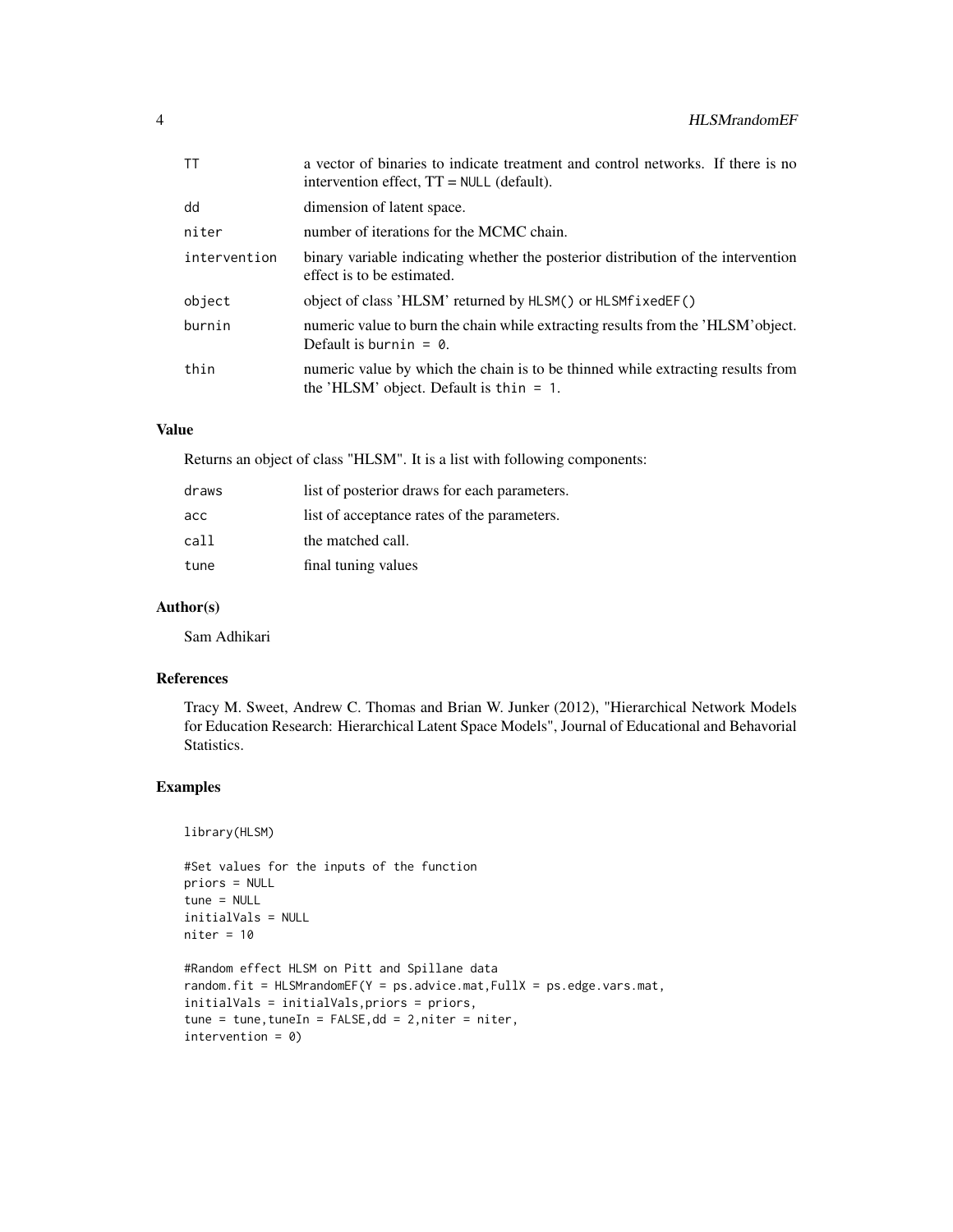| | |
|---|---|
| TT | a vector of binaries to indicate treatment and control networks. If there is no intervention effect, TT = NULL (default). |
| dd | dimension of latent space. |
| niter | number of iterations for the MCMC chain. |
| intervention | binary variable indicating whether the posterior distribution of the intervention effect is to be estimated. |
| object | object of class 'HLSM' returned by HLSM() or HLSMfixedEF() |
| burnin | numeric value to burn the chain while extracting results from the 'HLSM'object. Default is burnin = 0. |
| thin | numeric value by which the chain is to be thinned while extracting results from the 'HLSM' object. Default is thin = 1. |

## Value

Returns an object of class "HLSM". It is a list with following components:

| | |
|---|---|
| draws | list of posterior draws for each parameters. |
| acc | list of acceptance rates of the parameters. |
| call | the matched call. |
| tune | final tuning values |

## Author(s)

Sam Adhikari

## References

Tracy M. Sweet, Andrew C. Thomas and Brian W. Junker (2012), "Hierarchical Network Models for Education Research: Hierarchical Latent Space Models", Journal of Educational and Behavorial Statistics.

## Examples

```
library(HLSM)

#Set values for the inputs of the function
priors = NULL
tune = NULL
initialVals = NULL
niter = 10

#Random effect HLSM on Pitt and Spillane data
random.fit = HLSMrandomEF(Y = ps.advice.mat,FullX = ps.edge.vars.mat,
initialVals = initialVals,priors = priors,
tune = tune,tuneIn = FALSE,dd = 2,niter = niter,
intervention = 0)
```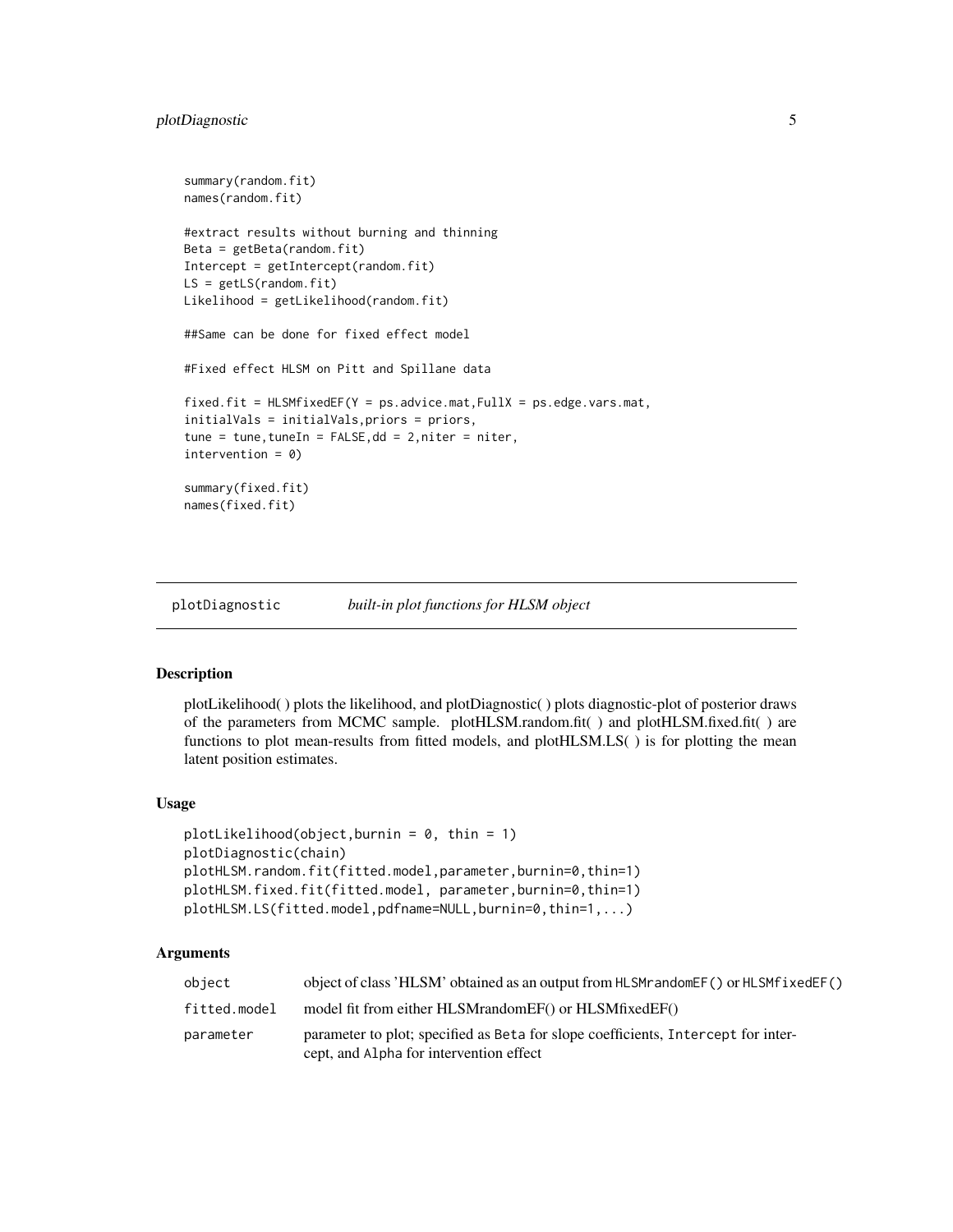```
summary(random.fit)
names(random.fit)

#extract results without burning and thinning
Beta = getBeta(random.fit)
Intercept = getIntercept(random.fit)
LS = getLS(random.fit)
Likelihood = getLikelihood(random.fit)

##Same can be done for fixed effect model

#Fixed effect HLSM on Pitt and Spillane data

fixed.fit = HLSMfixedEF(Y = ps.advice.mat,FullX = ps.edge.vars.mat,
initialVals = initialVals,priors = priors,
tune = tune,tuneIn = FALSE,dd = 2,niter = niter,
intervention = 0)

summary(fixed.fit)
names(fixed.fit)
```

## plotDiagnostic *built-in plot functions for HLSM object*

### Description

plotLikelihood( ) plots the likelihood, and plotDiagnostic( ) plots diagnostic-plot of posterior draws of the parameters from MCMC sample. plotHLSM.random.fit( ) and plotHLSM.fixed.fit( ) are functions to plot mean-results from fitted models, and plotHLSM.LS( ) is for plotting the mean latent position estimates.

### Usage

```
plotLikelihood(object,burnin = 0, thin = 1)
plotDiagnostic(chain)
plotHLSM.random.fit(fitted.model,parameter,burnin=0,thin=1)
plotHLSM.fixed.fit(fitted.model, parameter,burnin=0,thin=1)
plotHLSM.LS(fitted.model,pdfname=NULL,burnin=0,thin=1,...)
```

### Arguments

| | |
|---|---|
| `object` | object of class 'HLSM' obtained as an output from `HLSMrandomEF()` or `HLSMfixedEF()` |
| `fitted.model` | model fit from either HLSMrandomEF() or HLSMfixedEF() |
| `parameter` | parameter to plot; specified as `Beta` for slope coefficients, `Intercept` for intercept, and `Alpha` for intervention effect |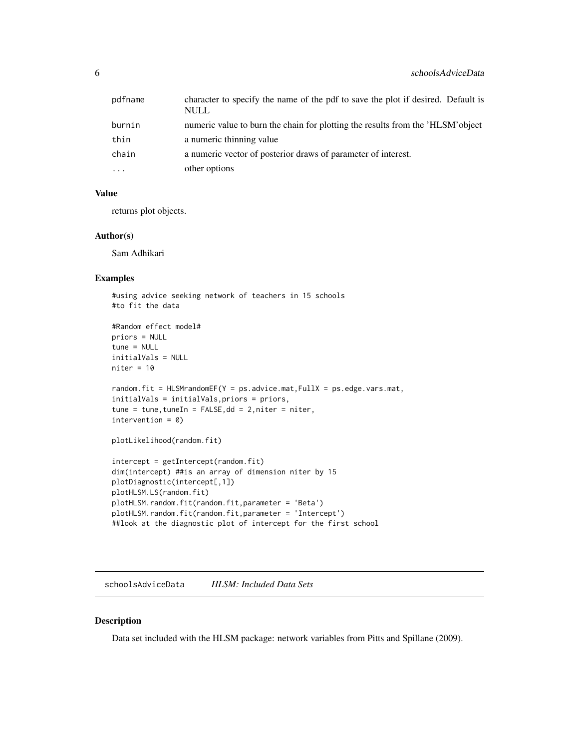| | |
|---|---|
| pdfname | character to specify the name of the pdf to save the plot if desired. Default is NULL |
| burnin | numeric value to burn the chain for plotting the results from the 'HLSM'object |
| thin | a numeric thinning value |
| chain | a numeric vector of posterior draws of parameter of interest. |
| ... | other options |

### Value

returns plot objects.

### Author(s)

Sam Adhikari

### Examples

```
#using advice seeking network of teachers in 15 schools
#to fit the data

#Random effect model#
priors = NULL
tune = NULL
initialVals = NULL
niter = 10

random.fit = HLSMrandomEF(Y = ps.advice.mat,FullX = ps.edge.vars.mat,
initialVals = initialVals,priors = priors,
tune = tune,tuneIn = FALSE,dd = 2,niter = niter,
intervention = 0)

plotLikelihood(random.fit)

intercept = getIntercept(random.fit)
dim(intercept) ##is an array of dimension niter by 15
plotDiagnostic(intercept[,1])
plotHLSM.LS(random.fit)
plotHLSM.random.fit(random.fit,parameter = 'Beta')
plotHLSM.random.fit(random.fit,parameter = 'Intercept')
##look at the diagnostic plot of intercept for the first school
```

---

## schoolsAdviceData *HLSM: Included Data Sets*

### Description

Data set included with the HLSM package: network variables from Pitts and Spillane (2009).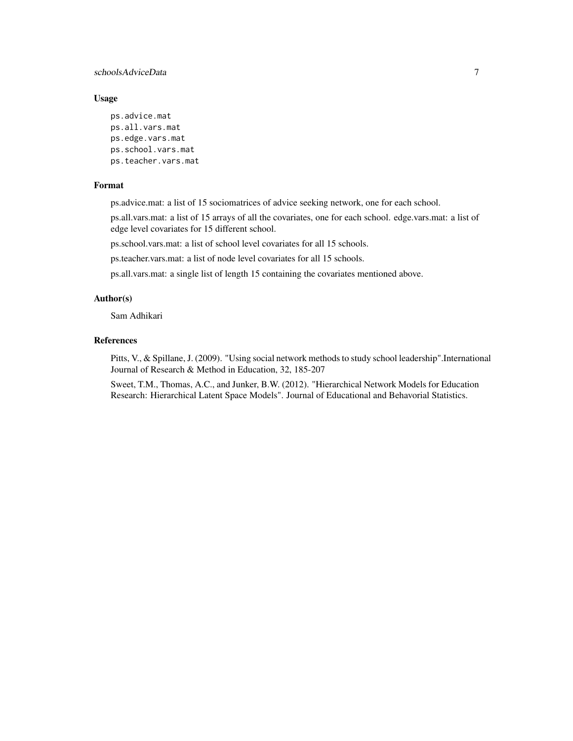## Usage

```
ps.advice.mat
ps.all.vars.mat
ps.edge.vars.mat
ps.school.vars.mat
ps.teacher.vars.mat
```

## Format

ps.advice.mat: a list of 15 sociomatrices of advice seeking network, one for each school.

ps.all.vars.mat: a list of 15 arrays of all the covariates, one for each school. edge.vars.mat: a list of edge level covariates for 15 different school.

ps.school.vars.mat: a list of school level covariates for all 15 schools.

ps.teacher.vars.mat: a list of node level covariates for all 15 schools.

ps.all.vars.mat: a single list of length 15 containing the covariates mentioned above.

## Author(s)

Sam Adhikari

## References

Pitts, V., & Spillane, J. (2009). "Using social network methods to study school leadership".International Journal of Research & Method in Education, 32, 185-207

Sweet, T.M., Thomas, A.C., and Junker, B.W. (2012). "Hierarchical Network Models for Education Research: Hierarchical Latent Space Models". Journal of Educational and Behavorial Statistics.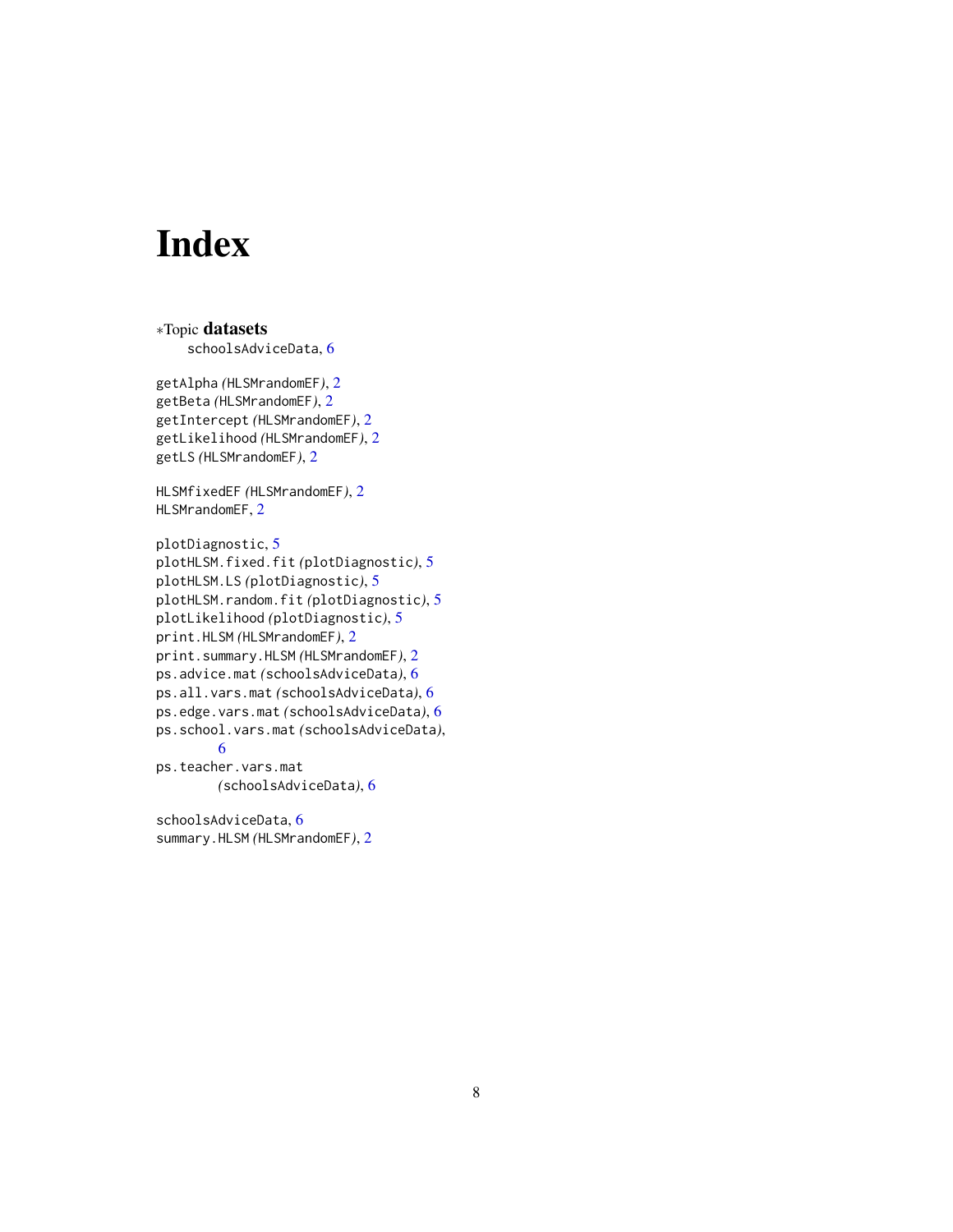# Index

*Topic **datasets**
    schoolsAdviceData, 6

getAlpha *(HLSMrandomEF)*, 2
getBeta *(HLSMrandomEF)*, 2
getIntercept *(HLSMrandomEF)*, 2
getLikelihood *(HLSMrandomEF)*, 2
getLS *(HLSMrandomEF)*, 2

HLSMfixedEF *(HLSMrandomEF)*, 2
HLSMrandomEF, 2

plotDiagnostic, 5
plotHLSM.fixed.fit *(plotDiagnostic)*, 5
plotHLSM.LS *(plotDiagnostic)*, 5
plotHLSM.random.fit *(plotDiagnostic)*, 5
plotLikelihood *(plotDiagnostic)*, 5
print.HLSM *(HLSMrandomEF)*, 2
print.summary.HLSM *(HLSMrandomEF)*, 2
ps.advice.mat *(schoolsAdviceData)*, 6
ps.all.vars.mat *(schoolsAdviceData)*, 6
ps.edge.vars.mat *(schoolsAdviceData)*, 6
ps.school.vars.mat *(schoolsAdviceData)*, 6
ps.teacher.vars.mat *(schoolsAdviceData)*, 6

schoolsAdviceData, 6
summary.HLSM *(HLSMrandomEF)*, 2